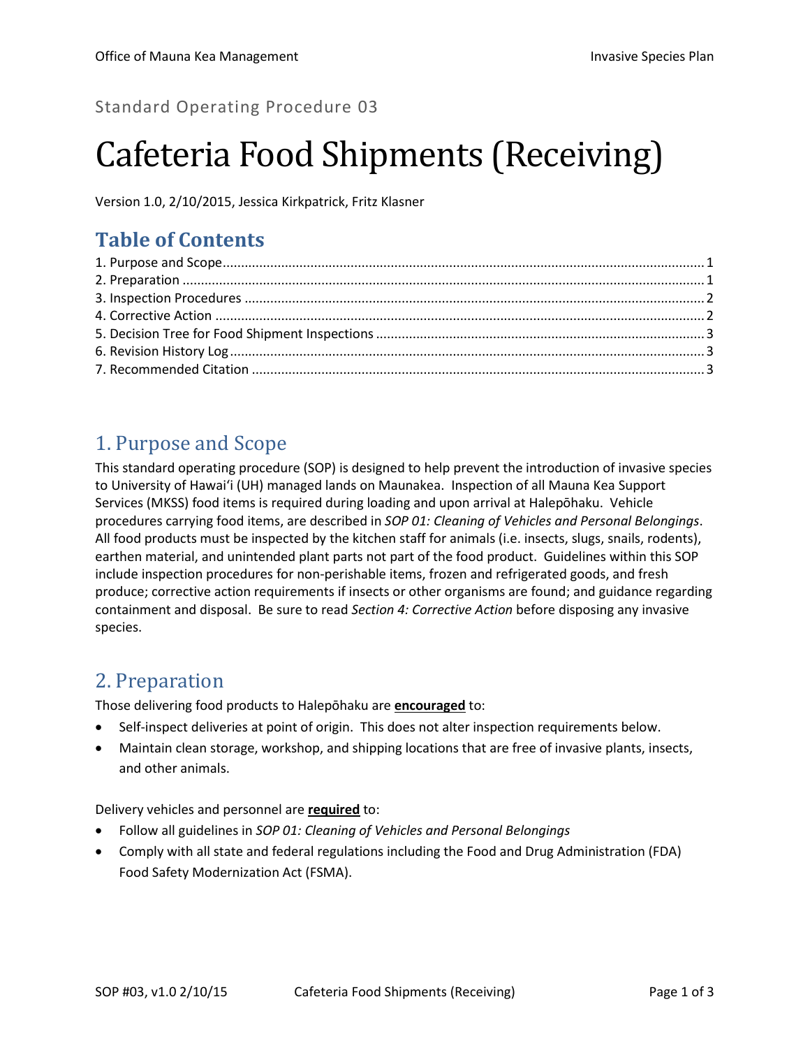Standard Operating Procedure 03

# Cafeteria Food Shipments (Receiving)

Version 1.0, 2/10/2015, Jessica Kirkpatrick, Fritz Klasner

## Table of Contents

1. Purpose and Scope .......... 1
2. Preparation .......... 1
3. Inspection Procedures .......... 2
4. Corrective Action .......... 2
5. Decision Tree for Food Shipment Inspections .......... 3
6. Revision History Log .......... 3
7. Recommended Citation .......... 3

## 1. Purpose and Scope

This standard operating procedure (SOP) is designed to help prevent the introduction of invasive species to University of Hawaiʻi (UH) managed lands on Maunakea. Inspection of all Mauna Kea Support Services (MKSS) food items is required during loading and upon arrival at Halepōhaku. Vehicle procedures carrying food items, are described in *SOP 01: Cleaning of Vehicles and Personal Belongings*. All food products must be inspected by the kitchen staff for animals (i.e. insects, slugs, snails, rodents), earthen material, and unintended plant parts not part of the food product. Guidelines within this SOP include inspection procedures for non-perishable items, frozen and refrigerated goods, and fresh produce; corrective action requirements if insects or other organisms are found; and guidance regarding containment and disposal. Be sure to read *Section 4: Corrective Action* before disposing any invasive species.

## 2. Preparation

Those delivering food products to Halepōhaku are **encouraged** to:

- Self-inspect deliveries at point of origin. This does not alter inspection requirements below.
- Maintain clean storage, workshop, and shipping locations that are free of invasive plants, insects, and other animals.

Delivery vehicles and personnel are **required** to:

- Follow all guidelines in *SOP 01: Cleaning of Vehicles and Personal Belongings*
- Comply with all state and federal regulations including the Food and Drug Administration (FDA) Food Safety Modernization Act (FSMA).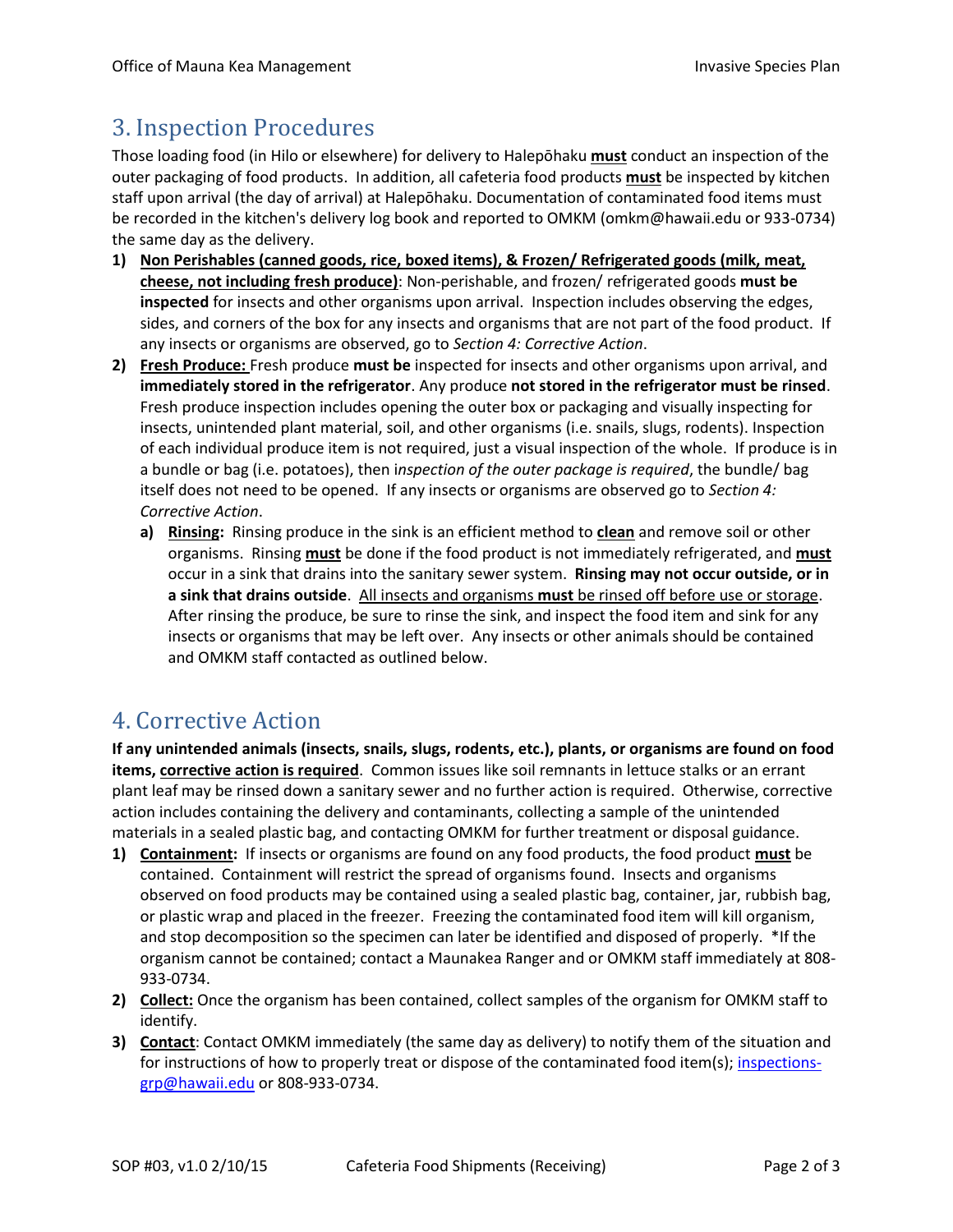## 3. Inspection Procedures

Those loading food (in Hilo or elsewhere) for delivery to Halepōhaku **must** conduct an inspection of the outer packaging of food products. In addition, all cafeteria food products **must** be inspected by kitchen staff upon arrival (the day of arrival) at Halepōhaku. Documentation of contaminated food items must be recorded in the kitchen's delivery log book and reported to OMKM (omkm@hawaii.edu or 933-0734) the same day as the delivery.

1) **Non Perishables (canned goods, rice, boxed items), & Frozen/ Refrigerated goods (milk, meat, cheese, not including fresh produce)**: Non-perishable, and frozen/ refrigerated goods **must be inspected** for insects and other organisms upon arrival. Inspection includes observing the edges, sides, and corners of the box for any insects and organisms that are not part of the food product. If any insects or organisms are observed, go to *Section 4: Corrective Action*.
2) **Fresh Produce:** Fresh produce **must be** inspected for insects and other organisms upon arrival, and **immediately stored in the refrigerator**. Any produce **not stored in the refrigerator must be rinsed**. Fresh produce inspection includes opening the outer box or packaging and visually inspecting for insects, unintended plant material, soil, and other organisms (i.e. snails, slugs, rodents). Inspection of each individual produce item is not required, just a visual inspection of the whole. If produce is in a bundle or bag (i.e. potatoes), then i*nspection of the outer package is required*, the bundle/ bag itself does not need to be opened. If any insects or organisms are observed go to *Section 4: Corrective Action*.
   a) **Rinsing:** Rinsing produce in the sink is an efficient method to **clean** and remove soil or other organisms. Rinsing **must** be done if the food product is not immediately refrigerated, and **must** occur in a sink that drains into the sanitary sewer system. **Rinsing may not occur outside, or in a sink that drains outside**. All insects and organisms **must** be rinsed off before use or storage. After rinsing the produce, be sure to rinse the sink, and inspect the food item and sink for any insects or organisms that may be left over. Any insects or other animals should be contained and OMKM staff contacted as outlined below.

## 4. Corrective Action

**If any unintended animals (insects, snails, slugs, rodents, etc.), plants, or organisms are found on food items, corrective action is required**. Common issues like soil remnants in lettuce stalks or an errant plant leaf may be rinsed down a sanitary sewer and no further action is required. Otherwise, corrective action includes containing the delivery and contaminants, collecting a sample of the unintended materials in a sealed plastic bag, and contacting OMKM for further treatment or disposal guidance.

1) **Containment:** If insects or organisms are found on any food products, the food product **must** be contained. Containment will restrict the spread of organisms found. Insects and organisms observed on food products may be contained using a sealed plastic bag, container, jar, rubbish bag, or plastic wrap and placed in the freezer. Freezing the contaminated food item will kill organism, and stop decomposition so the specimen can later be identified and disposed of properly. *If the organism cannot be contained; contact a Maunakea Ranger and or OMKM staff immediately at 808-933-0734.
2) **Collect:** Once the organism has been contained, collect samples of the organism for OMKM staff to identify.
3) **Contact**: Contact OMKM immediately (the same day as delivery) to notify them of the situation and for instructions of how to properly treat or dispose of the contaminated food item(s); inspections-grp@hawaii.edu or 808-933-0734.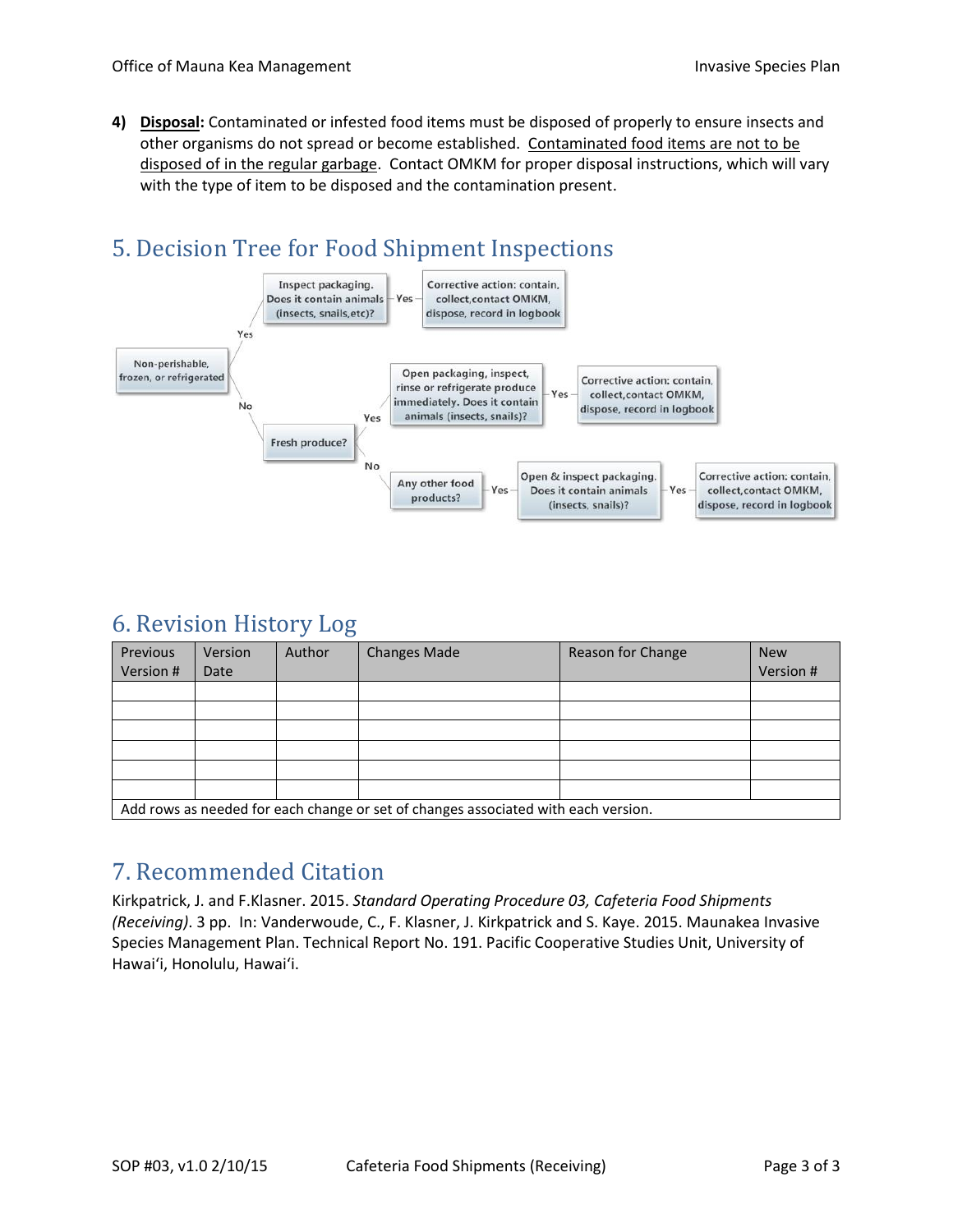4) **<u>Disposal</u>:** Contaminated or infested food items must be disposed of properly to ensure insects and other organisms do not spread or become established. <u>Contaminated food items are not to be disposed of in the regular garbage</u>. Contact OMKM for proper disposal instructions, which will vary with the type of item to be disposed and the contamination present.

# 5. Decision Tree for Food Shipment Inspections

Non-perishable, frozen, or refrigerated

Yes

Inspect packaging. Does it contain animals (insects, snails,etc)?

Yes

Corrective action: contain, collect,contact OMKM, dispose, record in logbook

No

Fresh produce?

Yes

Open packaging, inspect, rinse or refrigerate produce immediately. Does it contain animals (insects, snails)?

Yes

Corrective action: contain, collect,contact OMKM, dispose, record in logbook

No

Any other food products?

Yes

Open & inspect packaging. Does it contain animals (insects, snails)?

Yes

Corrective action: contain, collect,contact OMKM, dispose, record in logbook

# 6. Revision History Log

| Previous Version # | Version Date | Author | Changes Made | Reason for Change | New Version # |
|---|---|---|---|---|---|
| | | | | | |
| | | | | | |
| | | | | | |
| | | | | | |
| | | | | | |
| | | | | | |
| Add rows as needed for each change or set of changes associated with each version. | | | | | |

# 7. Recommended Citation

Kirkpatrick, J. and F.Klasner. 2015. *Standard Operating Procedure 03, Cafeteria Food Shipments (Receiving)*. 3 pp. In: Vanderwoude, C., F. Klasner, J. Kirkpatrick and S. Kaye. 2015. Maunakea Invasive Species Management Plan. Technical Report No. 191. Pacific Cooperative Studies Unit, University of Hawaiʻi, Honolulu, Hawaiʻi.